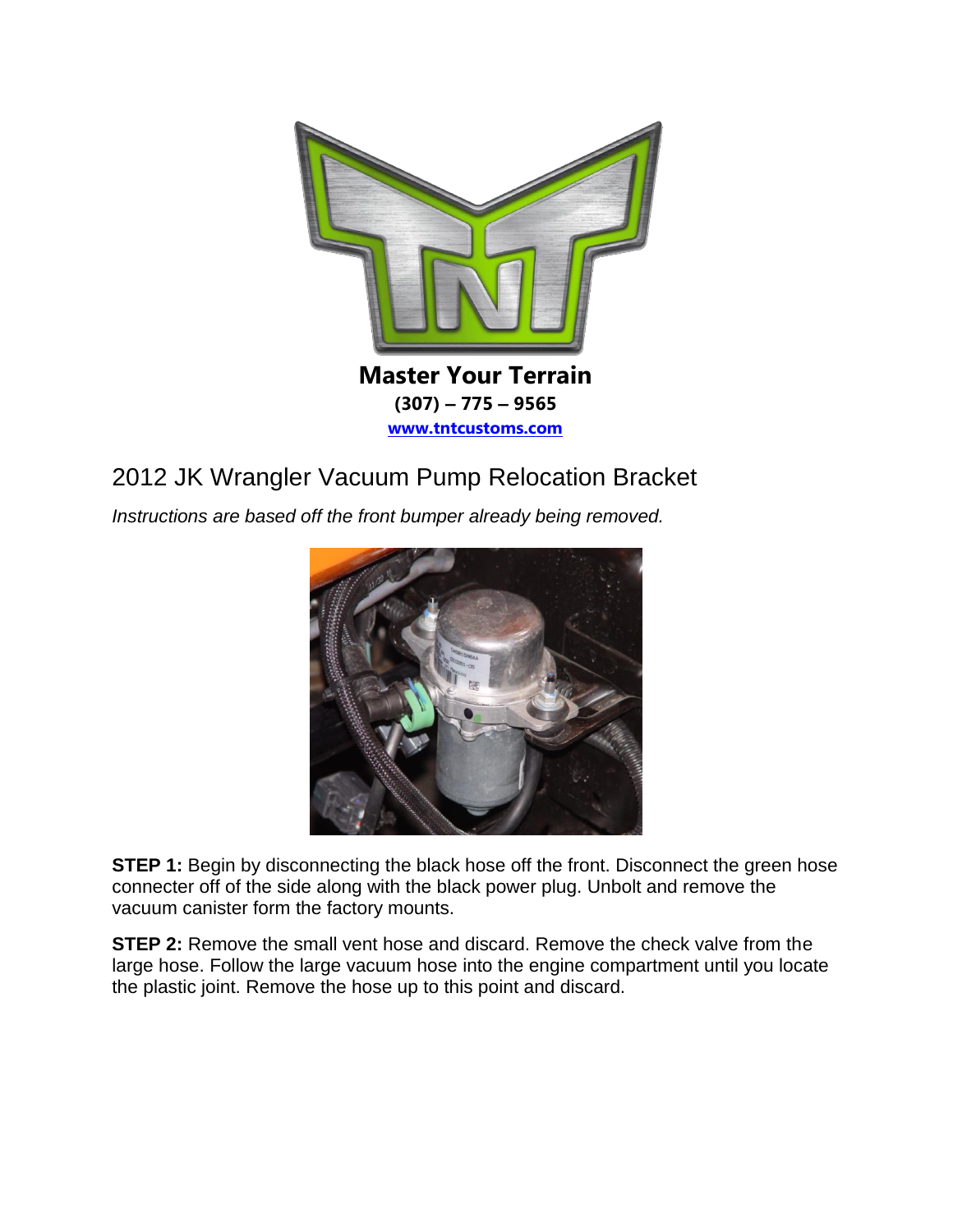**Master Your Terrain**

**(307) – 775 – 9565**

**www.tntcustoms.com**

# 2012 JK Wrangler Vacuum Pump Relocation Bracket

*Instructions are based off the front bumper already being removed.*

**STEP 1:** Begin by disconnecting the black hose off the front. Disconnect the green hose connecter off of the side along with the black power plug. Unbolt and remove the vacuum canister form the factory mounts.

**STEP 2:** Remove the small vent hose and discard. Remove the check valve from the large hose. Follow the large vacuum hose into the engine compartment until you locate the plastic joint. Remove the hose up to this point and discard.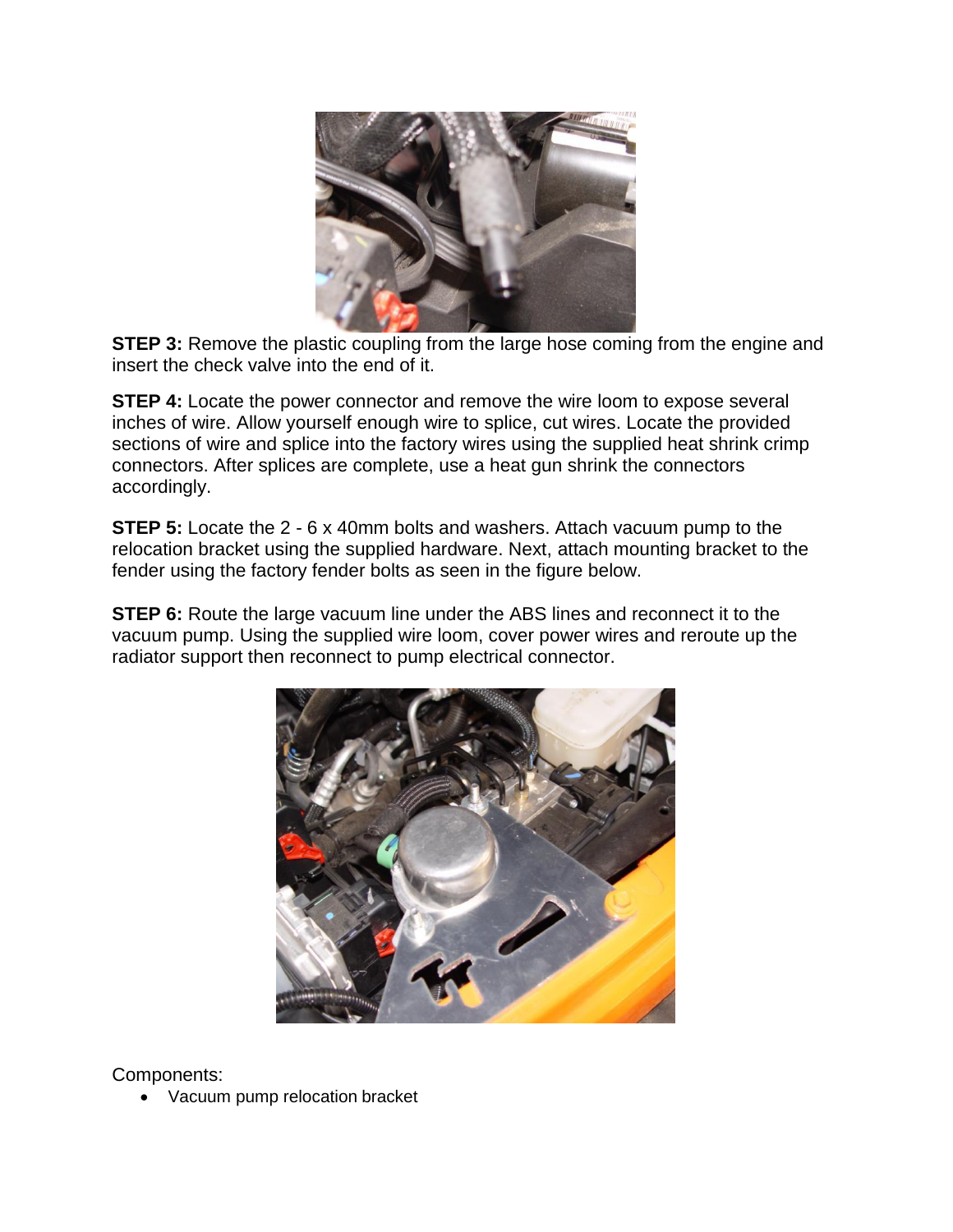**STEP 3:** Remove the plastic coupling from the large hose coming from the engine and insert the check valve into the end of it.

**STEP 4:** Locate the power connector and remove the wire loom to expose several inches of wire. Allow yourself enough wire to splice, cut wires. Locate the provided sections of wire and splice into the factory wires using the supplied heat shrink crimp connectors. After splices are complete, use a heat gun shrink the connectors accordingly.

**STEP 5:** Locate the 2 - 6 x 40mm bolts and washers. Attach vacuum pump to the relocation bracket using the supplied hardware. Next, attach mounting bracket to the fender using the factory fender bolts as seen in the figure below.

**STEP 6:** Route the large vacuum line under the ABS lines and reconnect it to the vacuum pump. Using the supplied wire loom, cover power wires and reroute up the radiator support then reconnect to pump electrical connector.

Components:

- Vacuum pump relocation bracket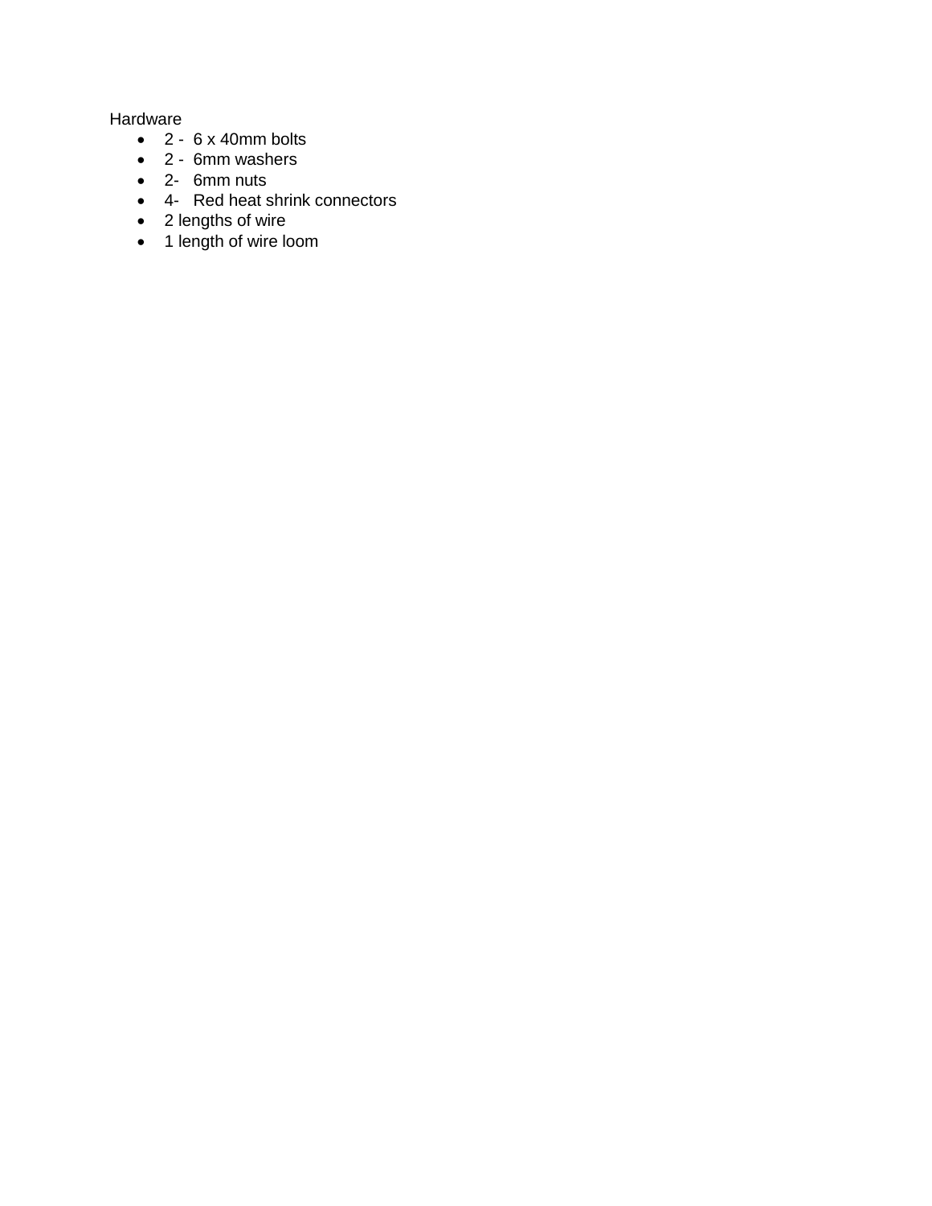Hardware

- 2 - 6 x 40mm bolts
- 2 - 6mm washers
- 2- 6mm nuts
- 4- Red heat shrink connectors
- 2 lengths of wire
- 1 length of wire loom